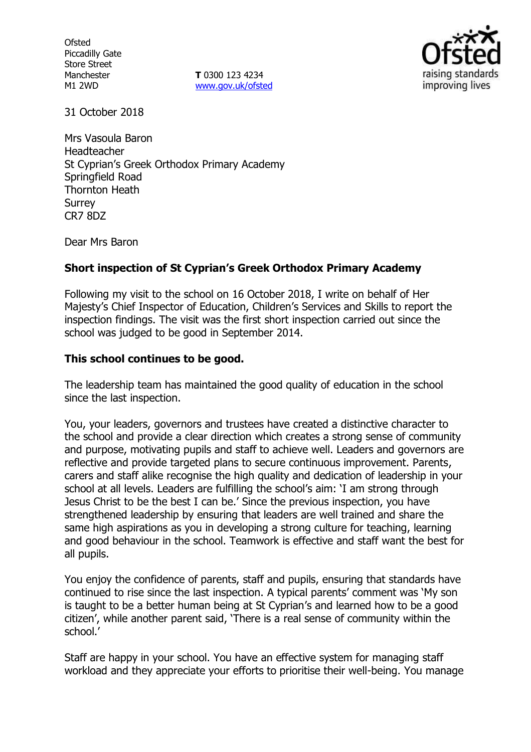Ofsted
Piccadilly Gate
Store Street
Manchester
M1 2WD

**T** 0300 123 4234
www.gov.uk/ofsted

31 October 2018

Mrs Vasoula Baron
Headteacher
St Cyprian's Greek Orthodox Primary Academy
Springfield Road
Thornton Heath
Surrey
CR7 8DZ

Dear Mrs Baron

**Short inspection of St Cyprian's Greek Orthodox Primary Academy**

Following my visit to the school on 16 October 2018, I write on behalf of Her Majesty's Chief Inspector of Education, Children's Services and Skills to report the inspection findings. The visit was the first short inspection carried out since the school was judged to be good in September 2014.

**This school continues to be good.**

The leadership team has maintained the good quality of education in the school since the last inspection.

You, your leaders, governors and trustees have created a distinctive character to the school and provide a clear direction which creates a strong sense of community and purpose, motivating pupils and staff to achieve well. Leaders and governors are reflective and provide targeted plans to secure continuous improvement. Parents, carers and staff alike recognise the high quality and dedication of leadership in your school at all levels. Leaders are fulfilling the school's aim: 'I am strong through Jesus Christ to be the best I can be.' Since the previous inspection, you have strengthened leadership by ensuring that leaders are well trained and share the same high aspirations as you in developing a strong culture for teaching, learning and good behaviour in the school. Teamwork is effective and staff want the best for all pupils.

You enjoy the confidence of parents, staff and pupils, ensuring that standards have continued to rise since the last inspection. A typical parents' comment was 'My son is taught to be a better human being at St Cyprian's and learned how to be a good citizen', while another parent said, 'There is a real sense of community within the school.'

Staff are happy in your school. You have an effective system for managing staff workload and they appreciate your efforts to prioritise their well-being. You manage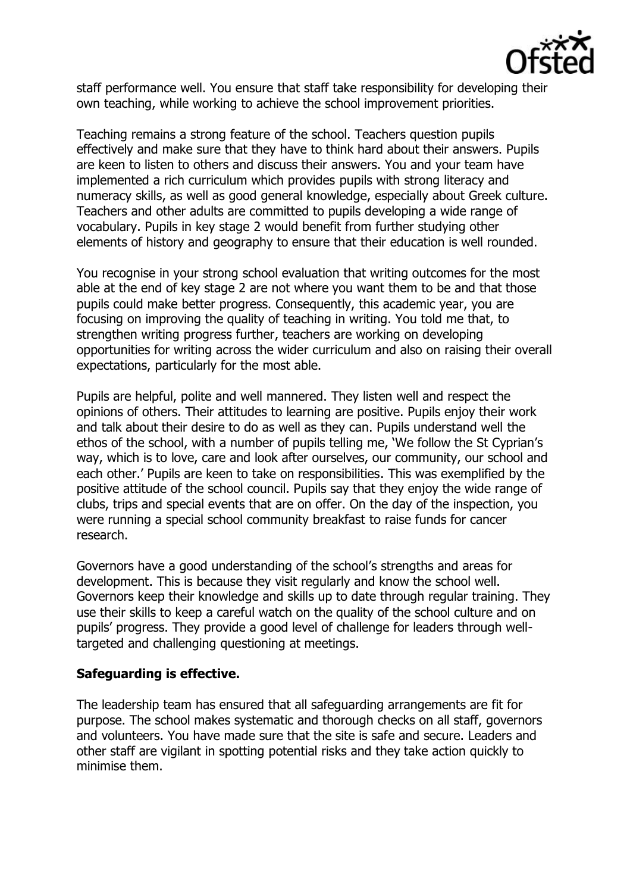staff performance well. You ensure that staff take responsibility for developing their own teaching, while working to achieve the school improvement priorities.

Teaching remains a strong feature of the school. Teachers question pupils effectively and make sure that they have to think hard about their answers. Pupils are keen to listen to others and discuss their answers. You and your team have implemented a rich curriculum which provides pupils with strong literacy and numeracy skills, as well as good general knowledge, especially about Greek culture. Teachers and other adults are committed to pupils developing a wide range of vocabulary. Pupils in key stage 2 would benefit from further studying other elements of history and geography to ensure that their education is well rounded.

You recognise in your strong school evaluation that writing outcomes for the most able at the end of key stage 2 are not where you want them to be and that those pupils could make better progress. Consequently, this academic year, you are focusing on improving the quality of teaching in writing. You told me that, to strengthen writing progress further, teachers are working on developing opportunities for writing across the wider curriculum and also on raising their overall expectations, particularly for the most able.

Pupils are helpful, polite and well mannered. They listen well and respect the opinions of others. Their attitudes to learning are positive. Pupils enjoy their work and talk about their desire to do as well as they can. Pupils understand well the ethos of the school, with a number of pupils telling me, 'We follow the St Cyprian's way, which is to love, care and look after ourselves, our community, our school and each other.' Pupils are keen to take on responsibilities. This was exemplified by the positive attitude of the school council. Pupils say that they enjoy the wide range of clubs, trips and special events that are on offer. On the day of the inspection, you were running a special school community breakfast to raise funds for cancer research.

Governors have a good understanding of the school's strengths and areas for development. This is because they visit regularly and know the school well. Governors keep their knowledge and skills up to date through regular training. They use their skills to keep a careful watch on the quality of the school culture and on pupils' progress. They provide a good level of challenge for leaders through well-targeted and challenging questioning at meetings.

## Safeguarding is effective.

The leadership team has ensured that all safeguarding arrangements are fit for purpose. The school makes systematic and thorough checks on all staff, governors and volunteers. You have made sure that the site is safe and secure. Leaders and other staff are vigilant in spotting potential risks and they take action quickly to minimise them.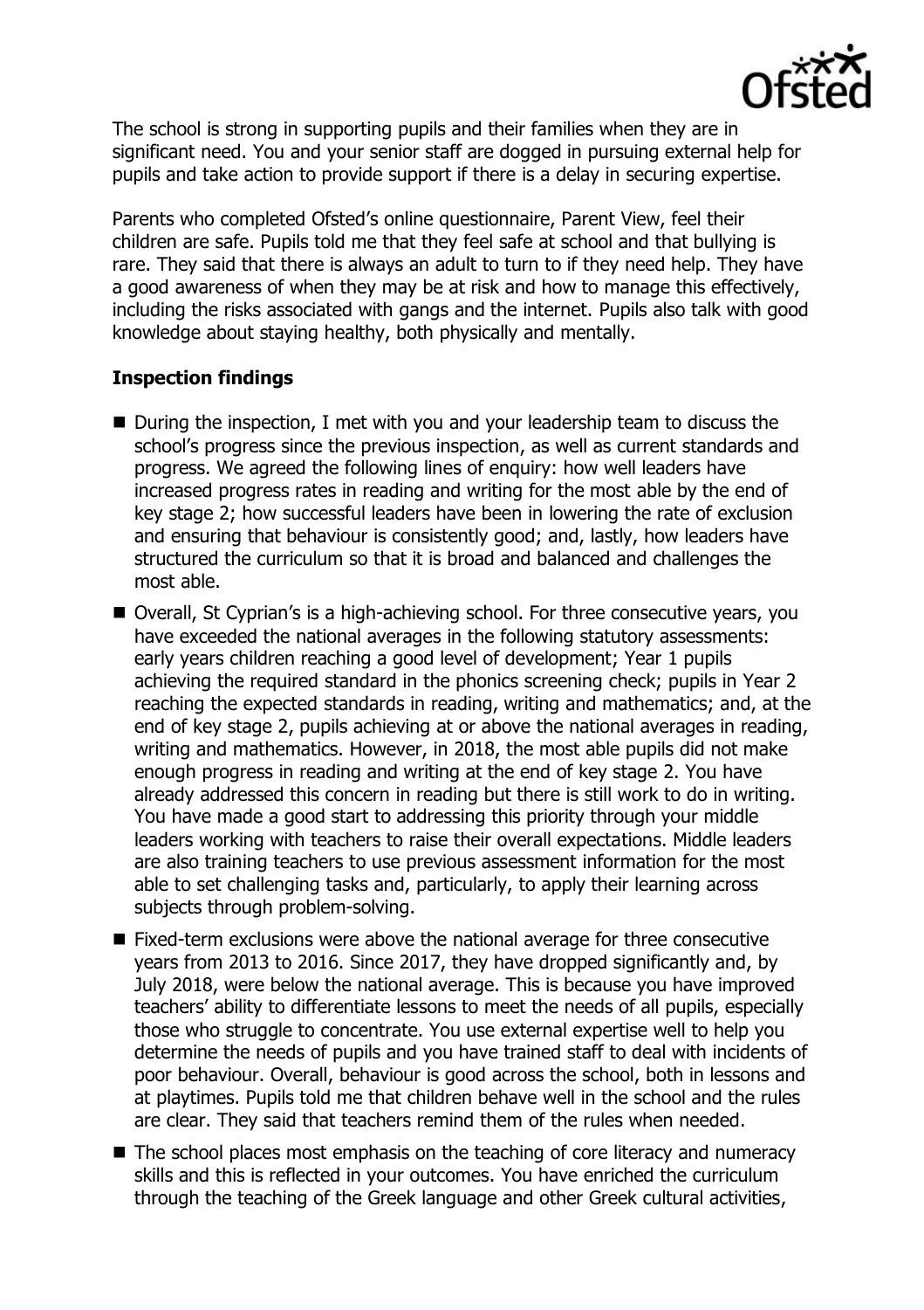The school is strong in supporting pupils and their families when they are in significant need. You and your senior staff are dogged in pursuing external help for pupils and take action to provide support if there is a delay in securing expertise.

Parents who completed Ofsted's online questionnaire, Parent View, feel their children are safe. Pupils told me that they feel safe at school and that bullying is rare. They said that there is always an adult to turn to if they need help. They have a good awareness of when they may be at risk and how to manage this effectively, including the risks associated with gangs and the internet. Pupils also talk with good knowledge about staying healthy, both physically and mentally.

## Inspection findings

- During the inspection, I met with you and your leadership team to discuss the school's progress since the previous inspection, as well as current standards and progress. We agreed the following lines of enquiry: how well leaders have increased progress rates in reading and writing for the most able by the end of key stage 2; how successful leaders have been in lowering the rate of exclusion and ensuring that behaviour is consistently good; and, lastly, how leaders have structured the curriculum so that it is broad and balanced and challenges the most able.
- Overall, St Cyprian's is a high-achieving school. For three consecutive years, you have exceeded the national averages in the following statutory assessments: early years children reaching a good level of development; Year 1 pupils achieving the required standard in the phonics screening check; pupils in Year 2 reaching the expected standards in reading, writing and mathematics; and, at the end of key stage 2, pupils achieving at or above the national averages in reading, writing and mathematics. However, in 2018, the most able pupils did not make enough progress in reading and writing at the end of key stage 2. You have already addressed this concern in reading but there is still work to do in writing. You have made a good start to addressing this priority through your middle leaders working with teachers to raise their overall expectations. Middle leaders are also training teachers to use previous assessment information for the most able to set challenging tasks and, particularly, to apply their learning across subjects through problem-solving.
- Fixed-term exclusions were above the national average for three consecutive years from 2013 to 2016. Since 2017, they have dropped significantly and, by July 2018, were below the national average. This is because you have improved teachers' ability to differentiate lessons to meet the needs of all pupils, especially those who struggle to concentrate. You use external expertise well to help you determine the needs of pupils and you have trained staff to deal with incidents of poor behaviour. Overall, behaviour is good across the school, both in lessons and at playtimes. Pupils told me that children behave well in the school and the rules are clear. They said that teachers remind them of the rules when needed.
- The school places most emphasis on the teaching of core literacy and numeracy skills and this is reflected in your outcomes. You have enriched the curriculum through the teaching of the Greek language and other Greek cultural activities,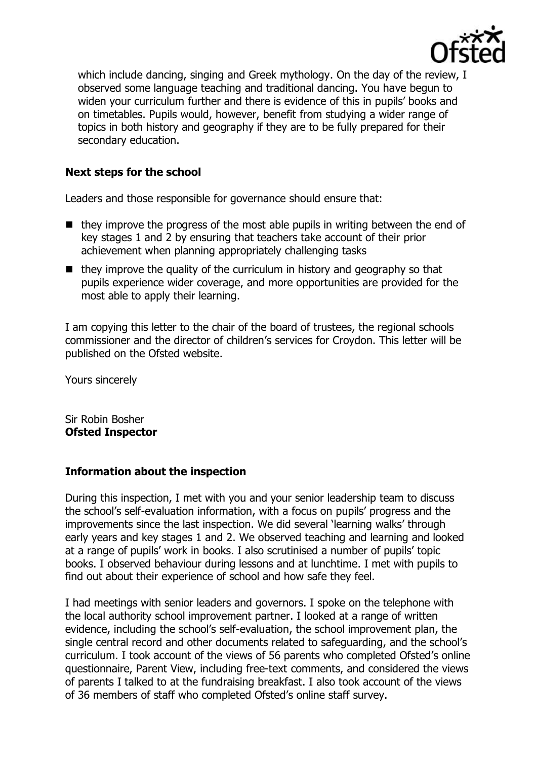which include dancing, singing and Greek mythology. On the day of the review, I observed some language teaching and traditional dancing. You have begun to widen your curriculum further and there is evidence of this in pupils' books and on timetables. Pupils would, however, benefit from studying a wider range of topics in both history and geography if they are to be fully prepared for their secondary education.

### Next steps for the school

Leaders and those responsible for governance should ensure that:

- they improve the progress of the most able pupils in writing between the end of key stages 1 and 2 by ensuring that teachers take account of their prior achievement when planning appropriately challenging tasks
- they improve the quality of the curriculum in history and geography so that pupils experience wider coverage, and more opportunities are provided for the most able to apply their learning.

I am copying this letter to the chair of the board of trustees, the regional schools commissioner and the director of children's services for Croydon. This letter will be published on the Ofsted website.

Yours sincerely

Sir Robin Bosher
**Ofsted Inspector**

### Information about the inspection

During this inspection, I met with you and your senior leadership team to discuss the school's self-evaluation information, with a focus on pupils' progress and the improvements since the last inspection. We did several 'learning walks' through early years and key stages 1 and 2. We observed teaching and learning and looked at a range of pupils' work in books. I also scrutinised a number of pupils' topic books. I observed behaviour during lessons and at lunchtime. I met with pupils to find out about their experience of school and how safe they feel.

I had meetings with senior leaders and governors. I spoke on the telephone with the local authority school improvement partner. I looked at a range of written evidence, including the school's self-evaluation, the school improvement plan, the single central record and other documents related to safeguarding, and the school's curriculum. I took account of the views of 56 parents who completed Ofsted's online questionnaire, Parent View, including free-text comments, and considered the views of parents I talked to at the fundraising breakfast. I also took account of the views of 36 members of staff who completed Ofsted's online staff survey.